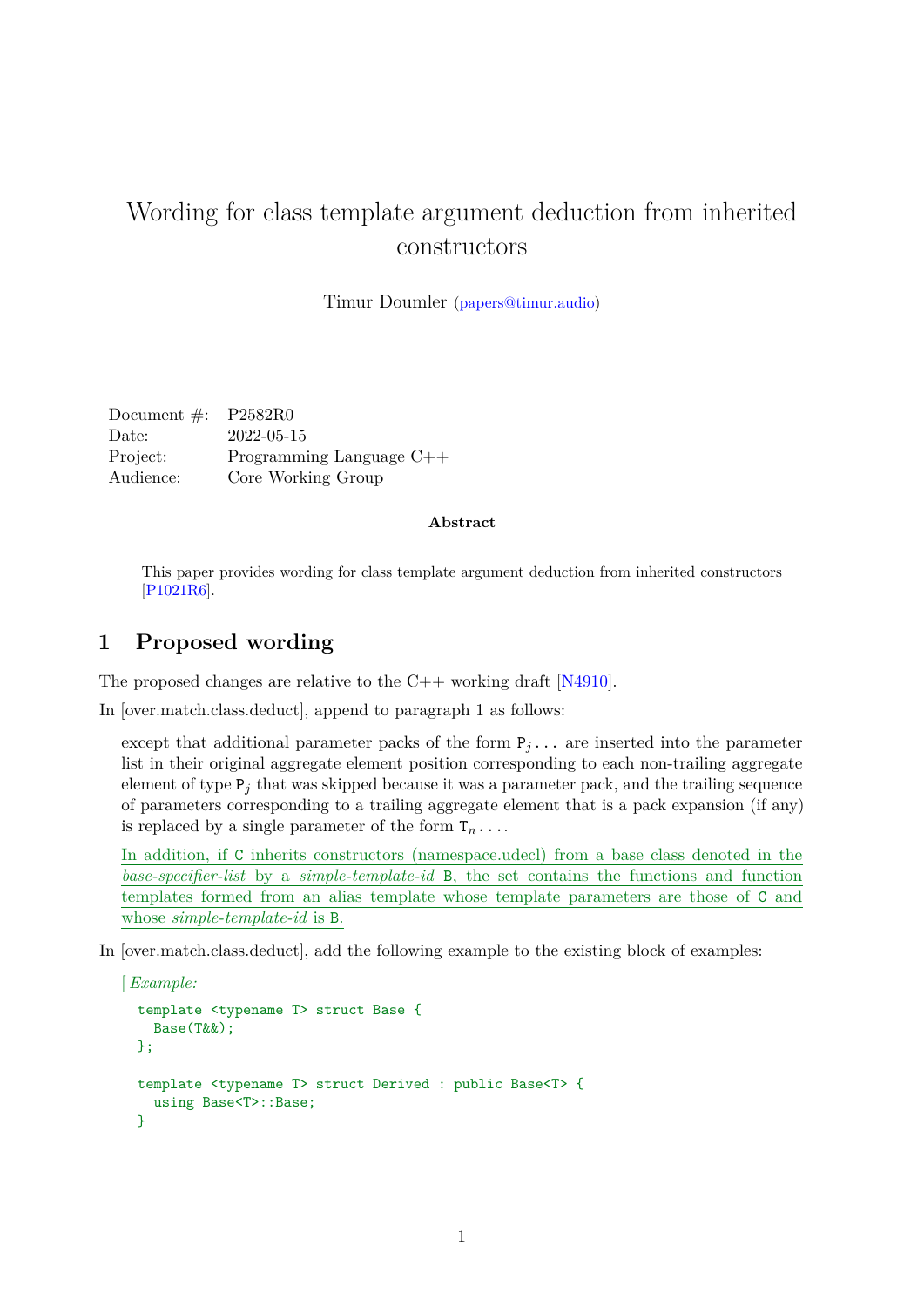# Wording for class template argument deduction from inherited constructors

Timur Doumler (papers@timur.audio)

| | |
|---|---|
| Document #: | P2582R0 |
| Date: | 2022-05-15 |
| Project: | Programming Language C++ |
| Audience: | Core Working Group |

**Abstract**

This paper provides wording for class template argument deduction from inherited constructors [P1021R6].

## 1 Proposed wording

The proposed changes are relative to the C++ working draft [N4910].

In [over.match.class.deduct], append to paragraph 1 as follows:

> except that additional parameter packs of the form `P`$_j$`...` are inserted into the parameter list in their original aggregate element position corresponding to each non-trailing aggregate element of type `P`$_j$ that was skipped because it was a parameter pack, and the trailing sequence of parameters corresponding to a trailing aggregate element that is a pack expansion (if any) is replaced by a single parameter of the form `T`$_n$`...`.
>
> In addition, if `C` inherits constructors (namespace.udecl) from a base class denoted in the *base-specifier-list* by a *simple-template-id* `B`, the set contains the functions and function templates formed from an alias template whose template parameters are those of `C` and whose *simple-template-id* is `B`.

In [over.match.class.deduct], add the following example to the existing block of examples:

> [*Example:*
>
> ```
> template <typename T> struct Base {
>   Base(T&&);
> };
>
> template <typename T> struct Derived : public Base<T> {
>   using Base<T>::Base;
> }
> ```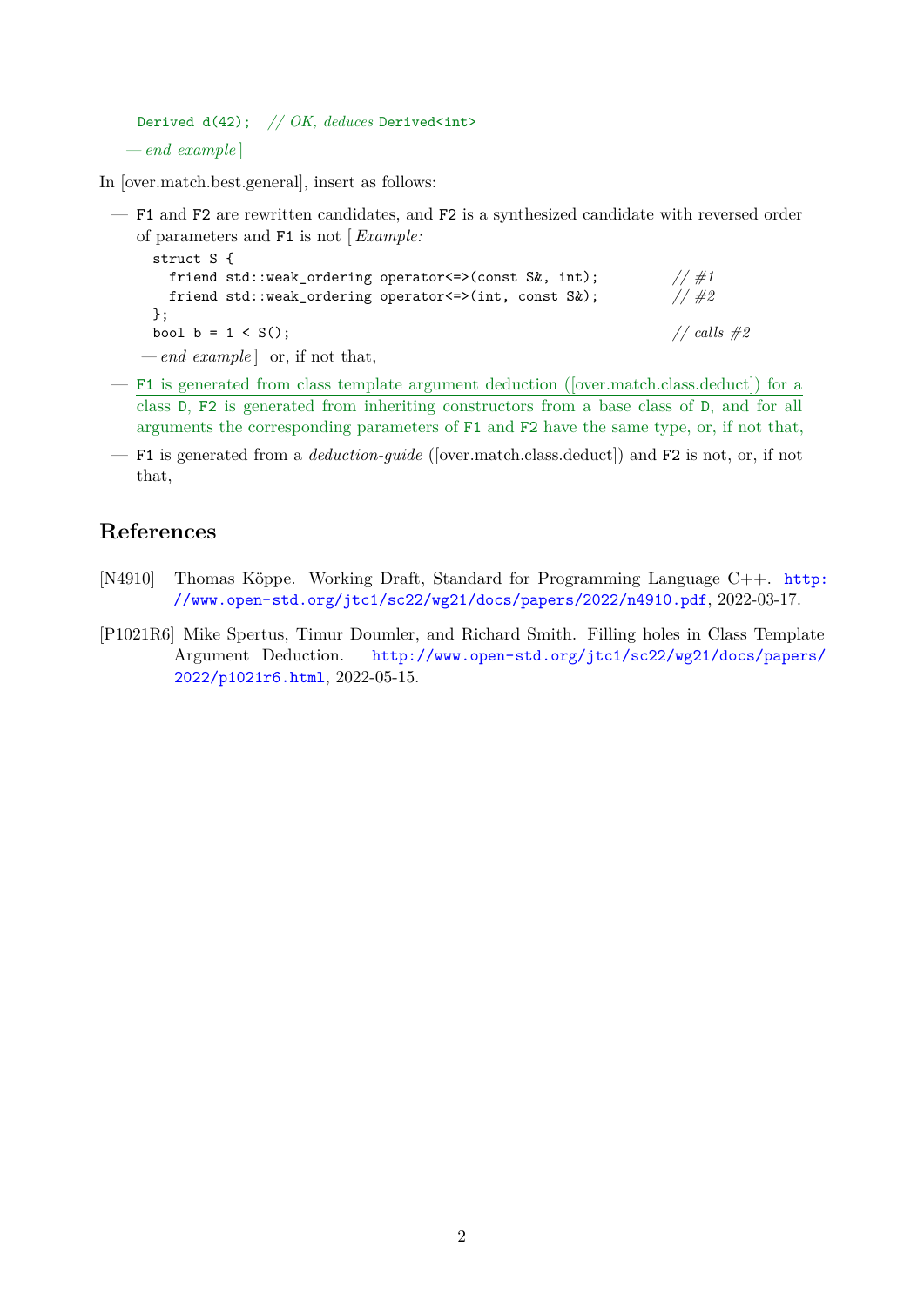```
Derived d(42);   // OK, deduces Derived<int>
```

— *end example*]

In [over.match.best.general], insert as follows:

- F1 and F2 are rewritten candidates, and F2 is a synthesized candidate with reversed order of parameters and F1 is not [*Example:*

```
struct S {
  friend std::weak_ordering operator<=>(const S&, int);         // #1
  friend std::weak_ordering operator<=>(int, const S&);         // #2
};
bool b = 1 < S();                                               // calls #2
```

— *end example*] or, if not that,

- F1 is generated from class template argument deduction ([over.match.class.deduct]) for a class D, F2 is generated from inheriting constructors from a base class of D, and for all arguments the corresponding parameters of F1 and F2 have the same type, or, if not that,

- F1 is generated from a *deduction-guide* ([over.match.class.deduct]) and F2 is not, or, if not that,

## References

[N4910] Thomas Köppe. Working Draft, Standard for Programming Language C++. http://www.open-std.org/jtc1/sc22/wg21/docs/papers/2022/n4910.pdf, 2022-03-17.

[P1021R6] Mike Spertus, Timur Doumler, and Richard Smith. Filling holes in Class Template Argument Deduction. http://www.open-std.org/jtc1/sc22/wg21/docs/papers/2022/p1021r6.html, 2022-05-15.